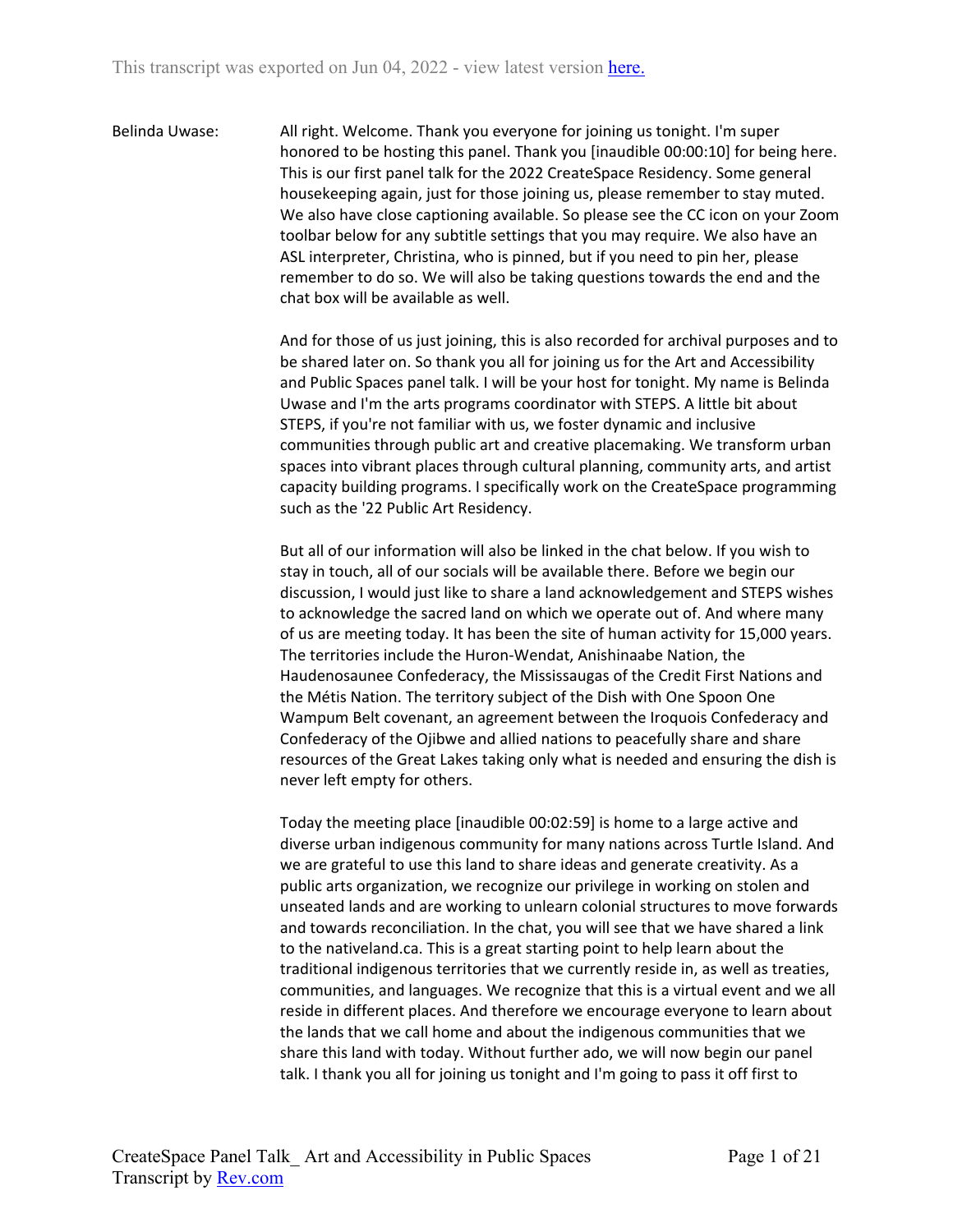This transcript was exported on Jun 04, 2022 - view latest version [here.](#)

**Belinda Uwase:** All right. Welcome. Thank you everyone for joining us tonight. I'm super honored to be hosting this panel. Thank you [inaudible 00:00:10] for being here. This is our first panel talk for the 2022 CreateSpace Residency. Some general housekeeping again, just for those joining us, please remember to stay muted. We also have close captioning available. So please see the CC icon on your Zoom toolbar below for any subtitle settings that you may require. We also have an ASL interpreter, Christina, who is pinned, but if you need to pin her, please remember to do so. We will also be taking questions towards the end and the chat box will be available as well.

And for those of us just joining, this is also recorded for archival purposes and to be shared later on. So thank you all for joining us for the Art and Accessibility and Public Spaces panel talk. I will be your host for tonight. My name is Belinda Uwase and I'm the arts programs coordinator with STEPS. A little bit about STEPS, if you're not familiar with us, we foster dynamic and inclusive communities through public art and creative placemaking. We transform urban spaces into vibrant places through cultural planning, community arts, and artist capacity building programs. I specifically work on the CreateSpace programming such as the '22 Public Art Residency.

But all of our information will also be linked in the chat below. If you wish to stay in touch, all of our socials will be available there. Before we begin our discussion, I would just like to share a land acknowledgement and STEPS wishes to acknowledge the sacred land on which we operate out of. And where many of us are meeting today. It has been the site of human activity for 15,000 years. The territories include the Huron-Wendat, Anishinaabe Nation, the Haudenosaunee Confederacy, the Mississaugas of the Credit First Nations and the Métis Nation. The territory subject of the Dish with One Spoon One Wampum Belt covenant, an agreement between the Iroquois Confederacy and Confederacy of the Ojibwe and allied nations to peacefully share and share resources of the Great Lakes taking only what is needed and ensuring the dish is never left empty for others.

Today the meeting place [inaudible 00:02:59] is home to a large active and diverse urban indigenous community for many nations across Turtle Island. And we are grateful to use this land to share ideas and generate creativity. As a public arts organization, we recognize our privilege in working on stolen and unseated lands and are working to unlearn colonial structures to move forwards and towards reconciliation. In the chat, you will see that we have shared a link to the nativeland.ca. This is a great starting point to help learn about the traditional indigenous territories that we currently reside in, as well as treaties, communities, and languages. We recognize that this is a virtual event and we all reside in different places. And therefore we encourage everyone to learn about the lands that we call home and about the indigenous communities that we share this land with today. Without further ado, we will now begin our panel talk. I thank you all for joining us tonight and I'm going to pass it off first to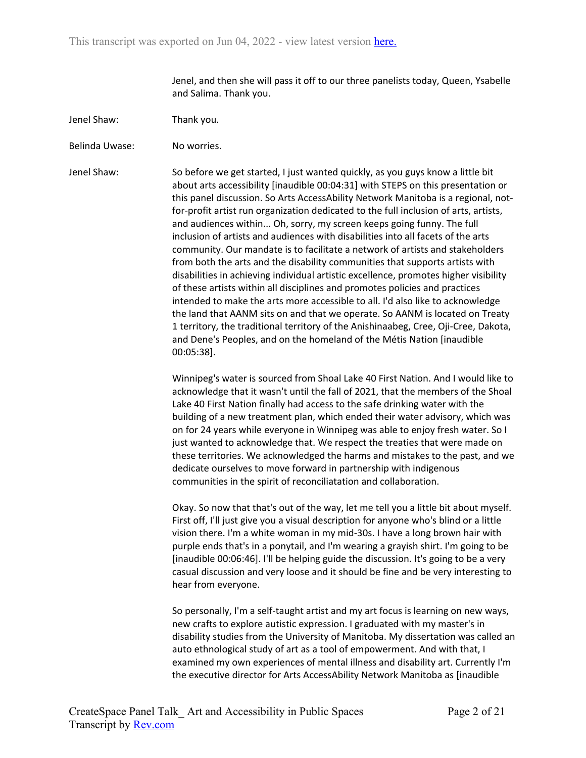Jenel, and then she will pass it off to our three panelists today, Queen, Ysabelle and Salima. Thank you.

Jenel Shaw: Thank you.

Belinda Uwase: No worries.

Jenel Shaw: So before we get started, I just wanted quickly, as you guys know a little bit about arts accessibility [inaudible 00:04:31] with STEPS on this presentation or this panel discussion. So Arts AccessAbility Network Manitoba is a regional, not-for-profit artist run organization dedicated to the full inclusion of arts, artists, and audiences within... Oh, sorry, my screen keeps going funny. The full inclusion of artists and audiences with disabilities into all facets of the arts community. Our mandate is to facilitate a network of artists and stakeholders from both the arts and the disability communities that supports artists with disabilities in achieving individual artistic excellence, promotes higher visibility of these artists within all disciplines and promotes policies and practices intended to make the arts more accessible to all. I'd also like to acknowledge the land that AANM sits on and that we operate. So AANM is located on Treaty 1 territory, the traditional territory of the Anishinaabeg, Cree, Oji-Cree, Dakota, and Dene's Peoples, and on the homeland of the Métis Nation [inaudible 00:05:38].

Winnipeg's water is sourced from Shoal Lake 40 First Nation. And I would like to acknowledge that it wasn't until the fall of 2021, that the members of the Shoal Lake 40 First Nation finally had access to the safe drinking water with the building of a new treatment plan, which ended their water advisory, which was on for 24 years while everyone in Winnipeg was able to enjoy fresh water. So I just wanted to acknowledge that. We respect the treaties that were made on these territories. We acknowledged the harms and mistakes to the past, and we dedicate ourselves to move forward in partnership with indigenous communities in the spirit of reconciliatation and collaboration.

Okay. So now that that's out of the way, let me tell you a little bit about myself. First off, I'll just give you a visual description for anyone who's blind or a little vision there. I'm a white woman in my mid-30s. I have a long brown hair with purple ends that's in a ponytail, and I'm wearing a grayish shirt. I'm going to be [inaudible 00:06:46]. I'll be helping guide the discussion. It's going to be a very casual discussion and very loose and it should be fine and be very interesting to hear from everyone.

So personally, I'm a self-taught artist and my art focus is learning on new ways, new crafts to explore autistic expression. I graduated with my master's in disability studies from the University of Manitoba. My dissertation was called an auto ethnological study of art as a tool of empowerment. And with that, I examined my own experiences of mental illness and disability art. Currently I'm the executive director for Arts AccessAbility Network Manitoba as [inaudible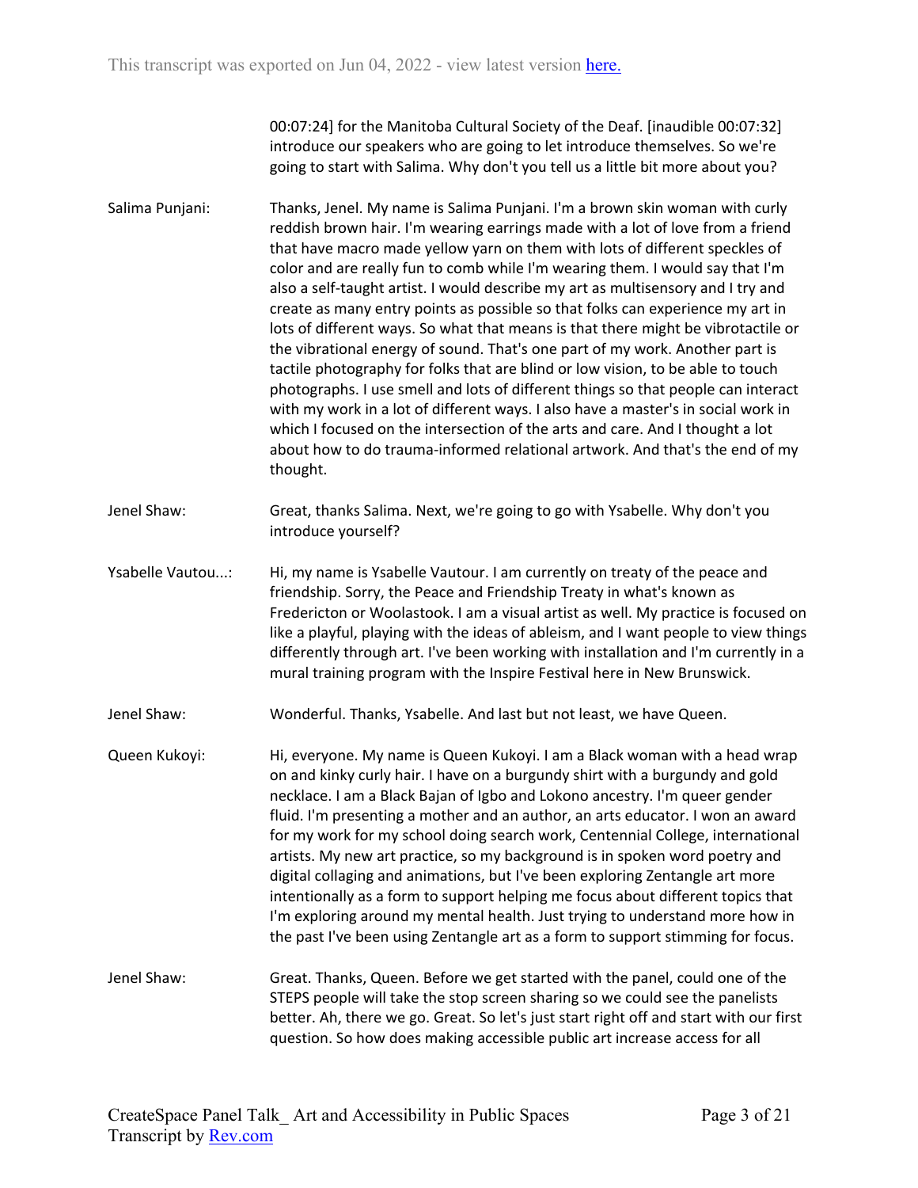00:07:24] for the Manitoba Cultural Society of the Deaf. [inaudible 00:07:32] introduce our speakers who are going to let introduce themselves. So we're going to start with Salima. Why don't you tell us a little bit more about you?

**Salima Punjani:** Thanks, Jenel. My name is Salima Punjani. I'm a brown skin woman with curly reddish brown hair. I'm wearing earrings made with a lot of love from a friend that have macro made yellow yarn on them with lots of different speckles of color and are really fun to comb while I'm wearing them. I would say that I'm also a self-taught artist. I would describe my art as multisensory and I try and create as many entry points as possible so that folks can experience my art in lots of different ways. So what that means is that there might be vibrotactile or the vibrational energy of sound. That's one part of my work. Another part is tactile photography for folks that are blind or low vision, to be able to touch photographs. I use smell and lots of different things so that people can interact with my work in a lot of different ways. I also have a master's in social work in which I focused on the intersection of the arts and care. And I thought a lot about how to do trauma-informed relational artwork. And that's the end of my thought.

**Jenel Shaw:** Great, thanks Salima. Next, we're going to go with Ysabelle. Why don't you introduce yourself?

**Ysabelle Vautou...:** Hi, my name is Ysabelle Vautour. I am currently on treaty of the peace and friendship. Sorry, the Peace and Friendship Treaty in what's known as Fredericton or Woolastook. I am a visual artist as well. My practice is focused on like a playful, playing with the ideas of ableism, and I want people to view things differently through art. I've been working with installation and I'm currently in a mural training program with the Inspire Festival here in New Brunswick.

**Jenel Shaw:** Wonderful. Thanks, Ysabelle. And last but not least, we have Queen.

**Queen Kukoyi:** Hi, everyone. My name is Queen Kukoyi. I am a Black woman with a head wrap on and kinky curly hair. I have on a burgundy shirt with a burgundy and gold necklace. I am a Black Bajan of Igbo and Lokono ancestry. I'm queer gender fluid. I'm presenting a mother and an author, an arts educator. I won an award for my work for my school doing search work, Centennial College, international artists. My new art practice, so my background is in spoken word poetry and digital collaging and animations, but I've been exploring Zentangle art more intentionally as a form to support helping me focus about different topics that I'm exploring around my mental health. Just trying to understand more how in the past I've been using Zentangle art as a form to support stimming for focus.

**Jenel Shaw:** Great. Thanks, Queen. Before we get started with the panel, could one of the STEPS people will take the stop screen sharing so we could see the panelists better. Ah, there we go. Great. So let's just start right off and start with our first question. So how does making accessible public art increase access for all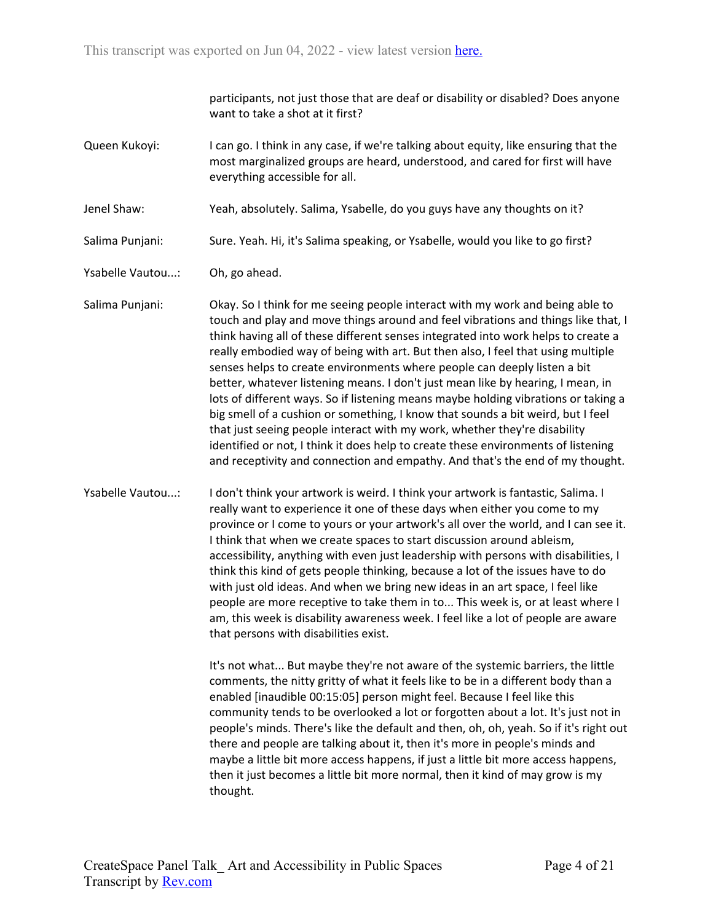participants, not just those that are deaf or disability or disabled? Does anyone want to take a shot at it first?

**Queen Kukoyi:** I can go. I think in any case, if we're talking about equity, like ensuring that the most marginalized groups are heard, understood, and cared for first will have everything accessible for all.

**Jenel Shaw:** Yeah, absolutely. Salima, Ysabelle, do you guys have any thoughts on it?

**Salima Punjani:** Sure. Yeah. Hi, it's Salima speaking, or Ysabelle, would you like to go first?

**Ysabelle Vautou...:** Oh, go ahead.

**Salima Punjani:** Okay. So I think for me seeing people interact with my work and being able to touch and play and move things around and feel vibrations and things like that, I think having all of these different senses integrated into work helps to create a really embodied way of being with art. But then also, I feel that using multiple senses helps to create environments where people can deeply listen a bit better, whatever listening means. I don't just mean like by hearing, I mean, in lots of different ways. So if listening means maybe holding vibrations or taking a big smell of a cushion or something, I know that sounds a bit weird, but I feel that just seeing people interact with my work, whether they're disability identified or not, I think it does help to create these environments of listening and receptivity and connection and empathy. And that's the end of my thought.

**Ysabelle Vautou...:** I don't think your artwork is weird. I think your artwork is fantastic, Salima. I really want to experience it one of these days when either you come to my province or I come to yours or your artwork's all over the world, and I can see it. I think that when we create spaces to start discussion around ableism, accessibility, anything with even just leadership with persons with disabilities, I think this kind of gets people thinking, because a lot of the issues have to do with just old ideas. And when we bring new ideas in an art space, I feel like people are more receptive to take them in to... This week is, or at least where I am, this week is disability awareness week. I feel like a lot of people are aware that persons with disabilities exist.

It's not what... But maybe they're not aware of the systemic barriers, the little comments, the nitty gritty of what it feels like to be in a different body than a enabled [inaudible 00:15:05] person might feel. Because I feel like this community tends to be overlooked a lot or forgotten about a lot. It's just not in people's minds. There's like the default and then, oh, oh, yeah. So if it's right out there and people are talking about it, then it's more in people's minds and maybe a little bit more access happens, if just a little bit more access happens, then it just becomes a little bit more normal, then it kind of may grow is my thought.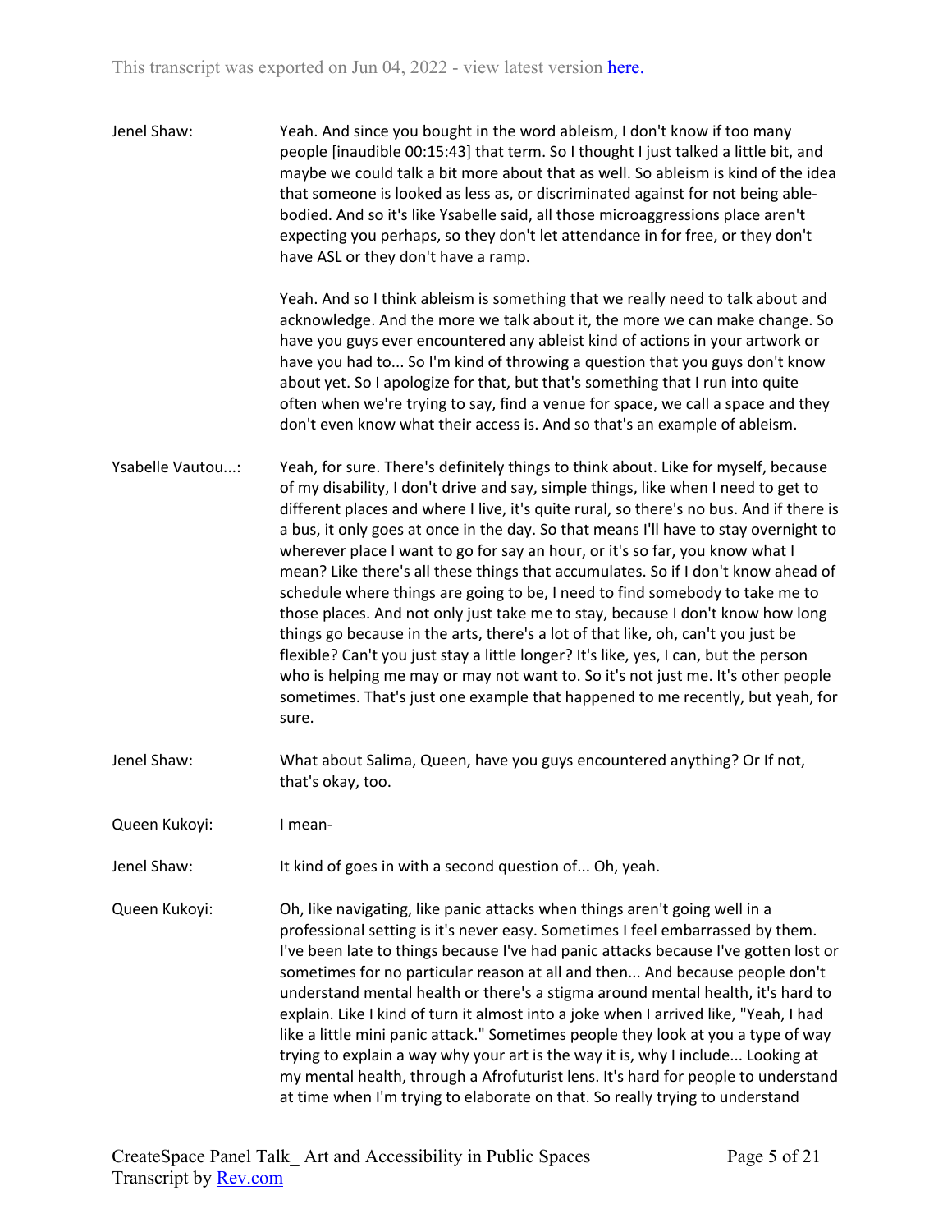Jenel Shaw: Yeah. And since you bought in the word ableism, I don't know if too many people [inaudible 00:15:43] that term. So I thought I just talked a little bit, and maybe we could talk a bit more about that as well. So ableism is kind of the idea that someone is looked as less as, or discriminated against for not being able-bodied. And so it's like Ysabelle said, all those microaggressions place aren't expecting you perhaps, so they don't let attendance in for free, or they don't have ASL or they don't have a ramp.

Yeah. And so I think ableism is something that we really need to talk about and acknowledge. And the more we talk about it, the more we can make change. So have you guys ever encountered any ableist kind of actions in your artwork or have you had to... So I'm kind of throwing a question that you guys don't know about yet. So I apologize for that, but that's something that I run into quite often when we're trying to say, find a venue for space, we call a space and they don't even know what their access is. And so that's an example of ableism.

Ysabelle Vautou...: Yeah, for sure. There's definitely things to think about. Like for myself, because of my disability, I don't drive and say, simple things, like when I need to get to different places and where I live, it's quite rural, so there's no bus. And if there is a bus, it only goes at once in the day. So that means I'll have to stay overnight to wherever place I want to go for say an hour, or it's so far, you know what I mean? Like there's all these things that accumulates. So if I don't know ahead of schedule where things are going to be, I need to find somebody to take me to those places. And not only just take me to stay, because I don't know how long things go because in the arts, there's a lot of that like, oh, can't you just be flexible? Can't you just stay a little longer? It's like, yes, I can, but the person who is helping me may or may not want to. So it's not just me. It's other people sometimes. That's just one example that happened to me recently, but yeah, for sure.

Jenel Shaw: What about Salima, Queen, have you guys encountered anything? Or If not, that's okay, too.

Queen Kukoyi: I mean-

Jenel Shaw: It kind of goes in with a second question of... Oh, yeah.

Queen Kukoyi: Oh, like navigating, like panic attacks when things aren't going well in a professional setting is it's never easy. Sometimes I feel embarrassed by them. I've been late to things because I've had panic attacks because I've gotten lost or sometimes for no particular reason at all and then... And because people don't understand mental health or there's a stigma around mental health, it's hard to explain. Like I kind of turn it almost into a joke when I arrived like, "Yeah, I had like a little mini panic attack." Sometimes people they look at you a type of way trying to explain a way why your art is the way it is, why I include... Looking at my mental health, through a Afrofuturist lens. It's hard for people to understand at time when I'm trying to elaborate on that. So really trying to understand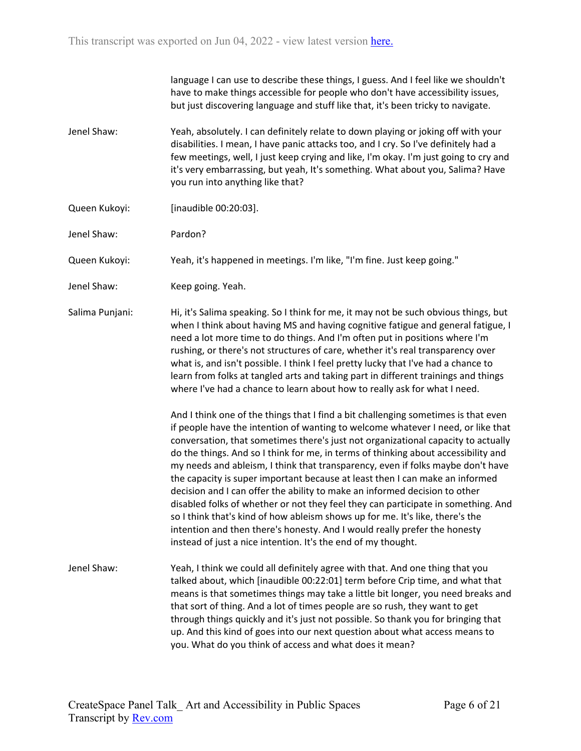language I can use to describe these things, I guess. And I feel like we shouldn't have to make things accessible for people who don't have accessibility issues, but just discovering language and stuff like that, it's been tricky to navigate.

Jenel Shaw: Yeah, absolutely. I can definitely relate to down playing or joking off with your disabilities. I mean, I have panic attacks too, and I cry. So I've definitely had a few meetings, well, I just keep crying and like, I'm okay. I'm just going to cry and it's very embarrassing, but yeah, It's something. What about you, Salima? Have you run into anything like that?

Queen Kukoyi: [inaudible 00:20:03].

Jenel Shaw: Pardon?

Queen Kukoyi: Yeah, it's happened in meetings. I'm like, "I'm fine. Just keep going."

Jenel Shaw: Keep going. Yeah.

Salima Punjani: Hi, it's Salima speaking. So I think for me, it may not be such obvious things, but when I think about having MS and having cognitive fatigue and general fatigue, I need a lot more time to do things. And I'm often put in positions where I'm rushing, or there's not structures of care, whether it's real transparency over what is, and isn't possible. I think I feel pretty lucky that I've had a chance to learn from folks at tangled arts and taking part in different trainings and things where I've had a chance to learn about how to really ask for what I need.

And I think one of the things that I find a bit challenging sometimes is that even if people have the intention of wanting to welcome whatever I need, or like that conversation, that sometimes there's just not organizational capacity to actually do the things. And so I think for me, in terms of thinking about accessibility and my needs and ableism, I think that transparency, even if folks maybe don't have the capacity is super important because at least then I can make an informed decision and I can offer the ability to make an informed decision to other disabled folks of whether or not they feel they can participate in something. And so I think that's kind of how ableism shows up for me. It's like, there's the intention and then there's honesty. And I would really prefer the honesty instead of just a nice intention. It's the end of my thought.

Jenel Shaw: Yeah, I think we could all definitely agree with that. And one thing that you talked about, which [inaudible 00:22:01] term before Crip time, and what that means is that sometimes things may take a little bit longer, you need breaks and that sort of thing. And a lot of times people are so rush, they want to get through things quickly and it's just not possible. So thank you for bringing that up. And this kind of goes into our next question about what access means to you. What do you think of access and what does it mean?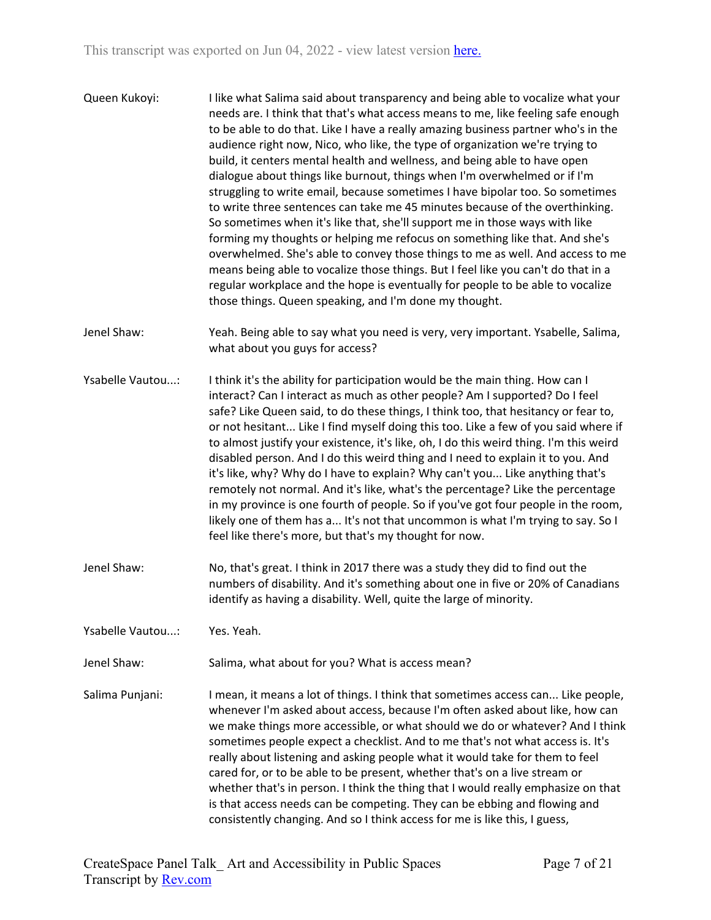Queen Kukoyi: I like what Salima said about transparency and being able to vocalize what your needs are. I think that that's what access means to me, like feeling safe enough to be able to do that. Like I have a really amazing business partner who's in the audience right now, Nico, who like, the type of organization we're trying to build, it centers mental health and wellness, and being able to have open dialogue about things like burnout, things when I'm overwhelmed or if I'm struggling to write email, because sometimes I have bipolar too. So sometimes to write three sentences can take me 45 minutes because of the overthinking. So sometimes when it's like that, she'll support me in those ways with like forming my thoughts or helping me refocus on something like that. And she's overwhelmed. She's able to convey those things to me as well. And access to me means being able to vocalize those things. But I feel like you can't do that in a regular workplace and the hope is eventually for people to be able to vocalize those things. Queen speaking, and I'm done my thought.

Jenel Shaw: Yeah. Being able to say what you need is very, very important. Ysabelle, Salima, what about you guys for access?

Ysabelle Vautou...: I think it's the ability for participation would be the main thing. How can I interact? Can I interact as much as other people? Am I supported? Do I feel safe? Like Queen said, to do these things, I think too, that hesitancy or fear to, or not hesitant... Like I find myself doing this too. Like a few of you said where if to almost justify your existence, it's like, oh, I do this weird thing. I'm this weird disabled person. And I do this weird thing and I need to explain it to you. And it's like, why? Why do I have to explain? Why can't you... Like anything that's remotely not normal. And it's like, what's the percentage? Like the percentage in my province is one fourth of people. So if you've got four people in the room, likely one of them has a... It's not that uncommon is what I'm trying to say. So I feel like there's more, but that's my thought for now.

Jenel Shaw: No, that's great. I think in 2017 there was a study they did to find out the numbers of disability. And it's something about one in five or 20% of Canadians identify as having a disability. Well, quite the large of minority.

Ysabelle Vautou...: Yes. Yeah.

Jenel Shaw: Salima, what about for you? What is access mean?

Salima Punjani: I mean, it means a lot of things. I think that sometimes access can... Like people, whenever I'm asked about access, because I'm often asked about like, how can we make things more accessible, or what should we do or whatever? And I think sometimes people expect a checklist. And to me that's not what access is. It's really about listening and asking people what it would take for them to feel cared for, or to be able to be present, whether that's on a live stream or whether that's in person. I think the thing that I would really emphasize on that is that access needs can be competing. They can be ebbing and flowing and consistently changing. And so I think access for me is like this, I guess,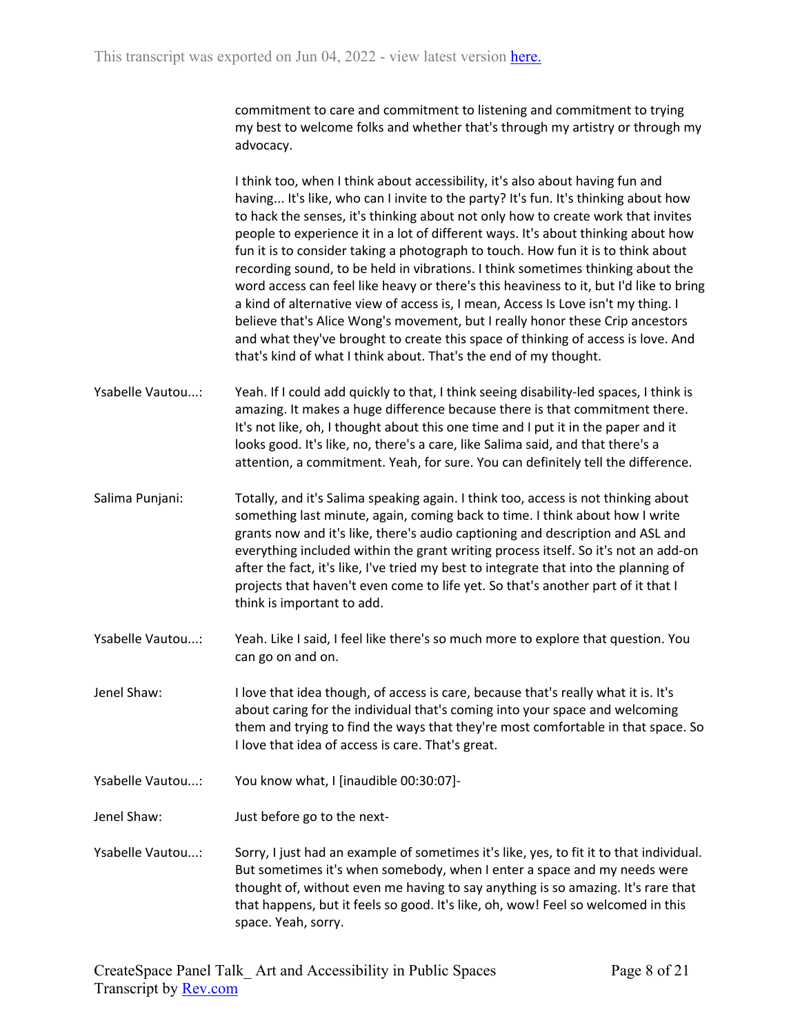commitment to care and commitment to listening and commitment to trying my best to welcome folks and whether that's through my artistry or through my advocacy.

I think too, when I think about accessibility, it's also about having fun and having... It's like, who can I invite to the party? It's fun. It's thinking about how to hack the senses, it's thinking about not only how to create work that invites people to experience it in a lot of different ways. It's about thinking about how fun it is to consider taking a photograph to touch. How fun it is to think about recording sound, to be held in vibrations. I think sometimes thinking about the word access can feel like heavy or there's this heaviness to it, but I'd like to bring a kind of alternative view of access is, I mean, Access Is Love isn't my thing. I believe that's Alice Wong's movement, but I really honor these Crip ancestors and what they've brought to create this space of thinking of access is love. And that's kind of what I think about. That's the end of my thought.

**Ysabelle Vautou...:** Yeah. If I could add quickly to that, I think seeing disability-led spaces, I think is amazing. It makes a huge difference because there is that commitment there. It's not like, oh, I thought about this one time and I put it in the paper and it looks good. It's like, no, there's a care, like Salima said, and that there's a attention, a commitment. Yeah, for sure. You can definitely tell the difference.

**Salima Punjani:** Totally, and it's Salima speaking again. I think too, access is not thinking about something last minute, again, coming back to time. I think about how I write grants now and it's like, there's audio captioning and description and ASL and everything included within the grant writing process itself. So it's not an add-on after the fact, it's like, I've tried my best to integrate that into the planning of projects that haven't even come to life yet. So that's another part of it that I think is important to add.

**Ysabelle Vautou...:** Yeah. Like I said, I feel like there's so much more to explore that question. You can go on and on.

**Jenel Shaw:** I love that idea though, of access is care, because that's really what it is. It's about caring for the individual that's coming into your space and welcoming them and trying to find the ways that they're most comfortable in that space. So I love that idea of access is care. That's great.

**Ysabelle Vautou...:** You know what, I [inaudible 00:30:07]-

**Jenel Shaw:** Just before go to the next-

**Ysabelle Vautou...:** Sorry, I just had an example of sometimes it's like, yes, to fit it to that individual. But sometimes it's when somebody, when I enter a space and my needs were thought of, without even me having to say anything is so amazing. It's rare that that happens, but it feels so good. It's like, oh, wow! Feel so welcomed in this space. Yeah, sorry.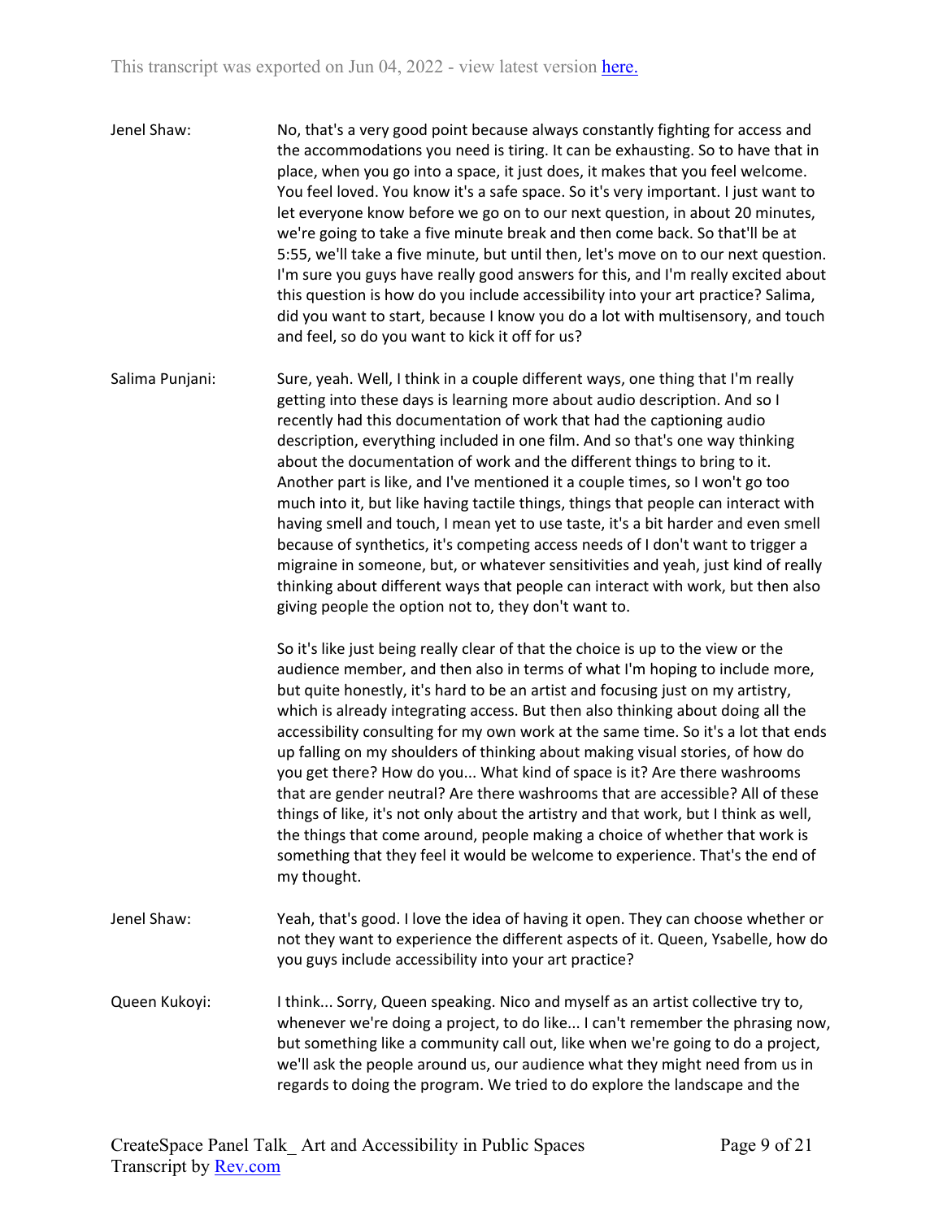Jenel Shaw: No, that's a very good point because always constantly fighting for access and the accommodations you need is tiring. It can be exhausting. So to have that in place, when you go into a space, it just does, it makes that you feel welcome. You feel loved. You know it's a safe space. So it's very important. I just want to let everyone know before we go on to our next question, in about 20 minutes, we're going to take a five minute break and then come back. So that'll be at 5:55, we'll take a five minute, but until then, let's move on to our next question. I'm sure you guys have really good answers for this, and I'm really excited about this question is how do you include accessibility into your art practice? Salima, did you want to start, because I know you do a lot with multisensory, and touch and feel, so do you want to kick it off for us?

Salima Punjani: Sure, yeah. Well, I think in a couple different ways, one thing that I'm really getting into these days is learning more about audio description. And so I recently had this documentation of work that had the captioning audio description, everything included in one film. And so that's one way thinking about the documentation of work and the different things to bring to it. Another part is like, and I've mentioned it a couple times, so I won't go too much into it, but like having tactile things, things that people can interact with having smell and touch, I mean yet to use taste, it's a bit harder and even smell because of synthetics, it's competing access needs of I don't want to trigger a migraine in someone, but, or whatever sensitivities and yeah, just kind of really thinking about different ways that people can interact with work, but then also giving people the option not to, they don't want to.

So it's like just being really clear of that the choice is up to the view or the audience member, and then also in terms of what I'm hoping to include more, but quite honestly, it's hard to be an artist and focusing just on my artistry, which is already integrating access. But then also thinking about doing all the accessibility consulting for my own work at the same time. So it's a lot that ends up falling on my shoulders of thinking about making visual stories, of how do you get there? How do you... What kind of space is it? Are there washrooms that are gender neutral? Are there washrooms that are accessible? All of these things of like, it's not only about the artistry and that work, but I think as well, the things that come around, people making a choice of whether that work is something that they feel it would be welcome to experience. That's the end of my thought.

Jenel Shaw: Yeah, that's good. I love the idea of having it open. They can choose whether or not they want to experience the different aspects of it. Queen, Ysabelle, how do you guys include accessibility into your art practice?

Queen Kukoyi: I think... Sorry, Queen speaking. Nico and myself as an artist collective try to, whenever we're doing a project, to do like... I can't remember the phrasing now, but something like a community call out, like when we're going to do a project, we'll ask the people around us, our audience what they might need from us in regards to doing the program. We tried to do explore the landscape and the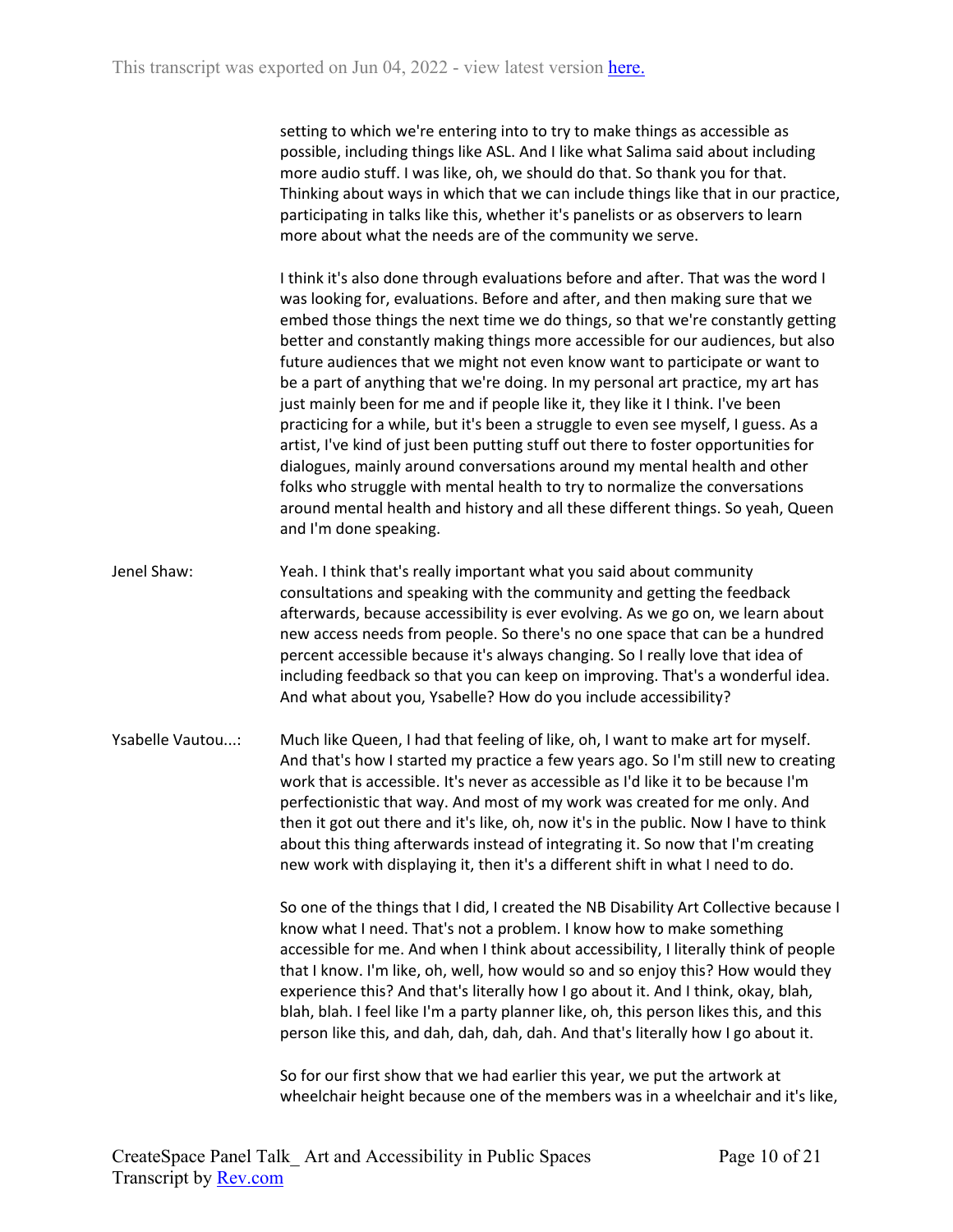setting to which we're entering into to try to make things as accessible as possible, including things like ASL. And I like what Salima said about including more audio stuff. I was like, oh, we should do that. So thank you for that. Thinking about ways in which that we can include things like that in our practice, participating in talks like this, whether it's panelists or as observers to learn more about what the needs are of the community we serve.

I think it's also done through evaluations before and after. That was the word I was looking for, evaluations. Before and after, and then making sure that we embed those things the next time we do things, so that we're constantly getting better and constantly making things more accessible for our audiences, but also future audiences that we might not even know want to participate or want to be a part of anything that we're doing. In my personal art practice, my art has just mainly been for me and if people like it, they like it I think. I've been practicing for a while, but it's been a struggle to even see myself, I guess. As a artist, I've kind of just been putting stuff out there to foster opportunities for dialogues, mainly around conversations around my mental health and other folks who struggle with mental health to try to normalize the conversations around mental health and history and all these different things. So yeah, Queen and I'm done speaking.

Jenel Shaw: Yeah. I think that's really important what you said about community consultations and speaking with the community and getting the feedback afterwards, because accessibility is ever evolving. As we go on, we learn about new access needs from people. So there's no one space that can be a hundred percent accessible because it's always changing. So I really love that idea of including feedback so that you can keep on improving. That's a wonderful idea. And what about you, Ysabelle? How do you include accessibility?

Ysabelle Vautou...: Much like Queen, I had that feeling of like, oh, I want to make art for myself. And that's how I started my practice a few years ago. So I'm still new to creating work that is accessible. It's never as accessible as I'd like it to be because I'm perfectionistic that way. And most of my work was created for me only. And then it got out there and it's like, oh, now it's in the public. Now I have to think about this thing afterwards instead of integrating it. So now that I'm creating new work with displaying it, then it's a different shift in what I need to do.

So one of the things that I did, I created the NB Disability Art Collective because I know what I need. That's not a problem. I know how to make something accessible for me. And when I think about accessibility, I literally think of people that I know. I'm like, oh, well, how would so and so enjoy this? How would they experience this? And that's literally how I go about it. And I think, okay, blah, blah, blah. I feel like I'm a party planner like, oh, this person likes this, and this person like this, and dah, dah, dah, dah. And that's literally how I go about it.

So for our first show that we had earlier this year, we put the artwork at wheelchair height because one of the members was in a wheelchair and it's like,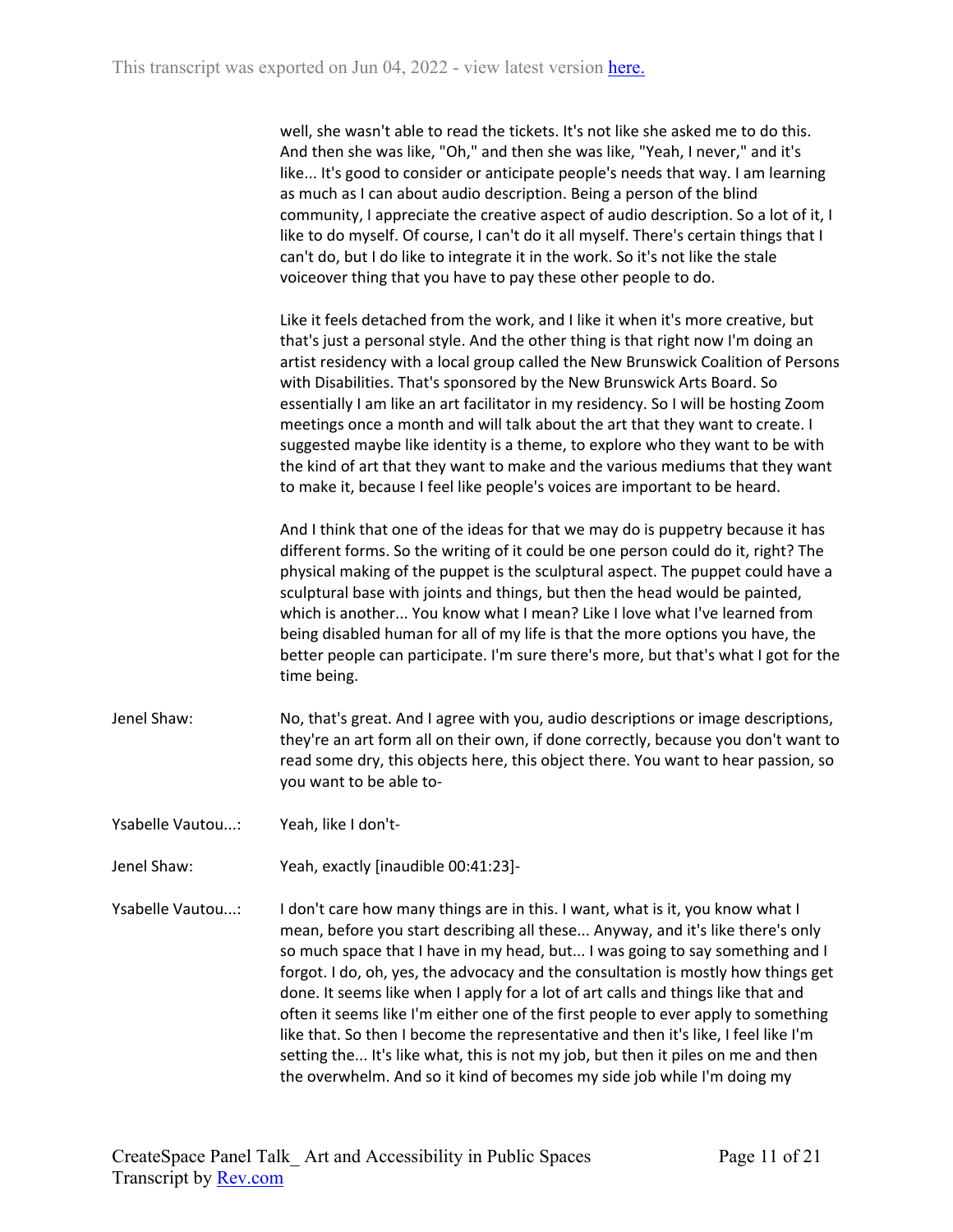well, she wasn't able to read the tickets. It's not like she asked me to do this. And then she was like, "Oh," and then she was like, "Yeah, I never," and it's like... It's good to consider or anticipate people's needs that way. I am learning as much as I can about audio description. Being a person of the blind community, I appreciate the creative aspect of audio description. So a lot of it, I like to do myself. Of course, I can't do it all myself. There's certain things that I can't do, but I do like to integrate it in the work. So it's not like the stale voiceover thing that you have to pay these other people to do.

Like it feels detached from the work, and I like it when it's more creative, but that's just a personal style. And the other thing is that right now I'm doing an artist residency with a local group called the New Brunswick Coalition of Persons with Disabilities. That's sponsored by the New Brunswick Arts Board. So essentially I am like an art facilitator in my residency. So I will be hosting Zoom meetings once a month and will talk about the art that they want to create. I suggested maybe like identity is a theme, to explore who they want to be with the kind of art that they want to make and the various mediums that they want to make it, because I feel like people's voices are important to be heard.

And I think that one of the ideas for that we may do is puppetry because it has different forms. So the writing of it could be one person could do it, right? The physical making of the puppet is the sculptural aspect. The puppet could have a sculptural base with joints and things, but then the head would be painted, which is another... You know what I mean? Like I love what I've learned from being disabled human for all of my life is that the more options you have, the better people can participate. I'm sure there's more, but that's what I got for the time being.

Jenel Shaw: No, that's great. And I agree with you, audio descriptions or image descriptions, they're an art form all on their own, if done correctly, because you don't want to read some dry, this objects here, this object there. You want to hear passion, so you want to be able to-

Ysabelle Vautou...: Yeah, like I don't-

Jenel Shaw: Yeah, exactly [inaudible 00:41:23]-

Ysabelle Vautou...: I don't care how many things are in this. I want, what is it, you know what I mean, before you start describing all these... Anyway, and it's like there's only so much space that I have in my head, but... I was going to say something and I forgot. I do, oh, yes, the advocacy and the consultation is mostly how things get done. It seems like when I apply for a lot of art calls and things like that and often it seems like I'm either one of the first people to ever apply to something like that. So then I become the representative and then it's like, I feel like I'm setting the... It's like what, this is not my job, but then it piles on me and then the overwhelm. And so it kind of becomes my side job while I'm doing my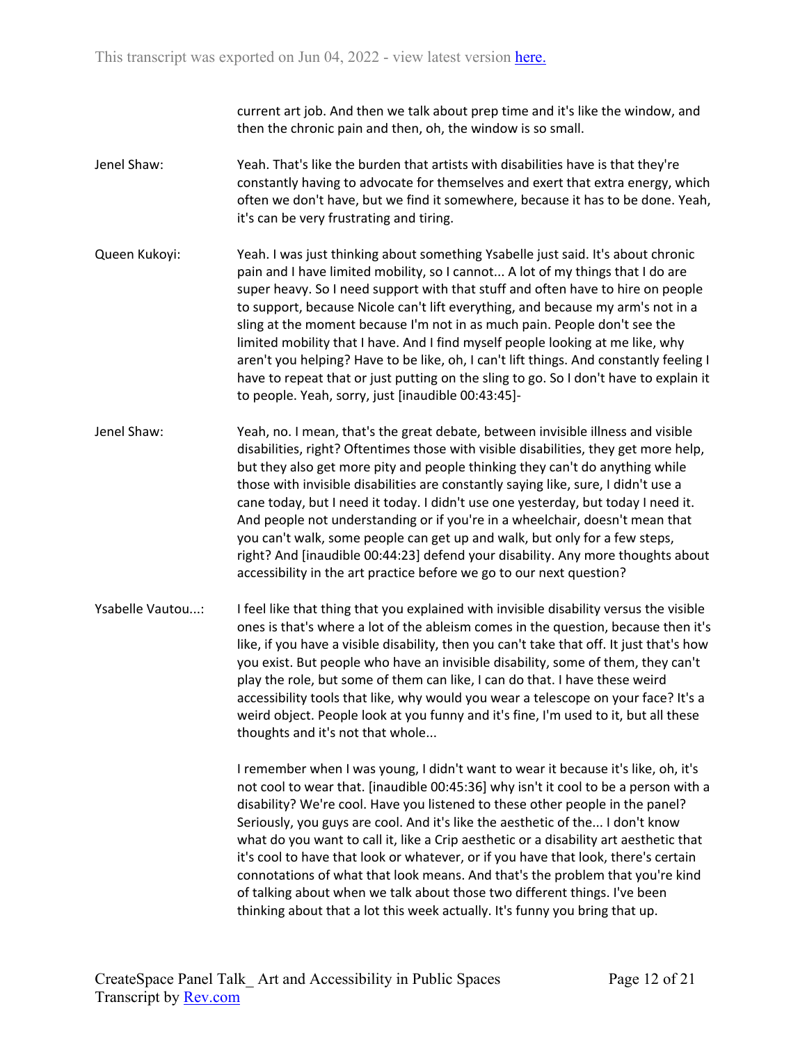current art job. And then we talk about prep time and it's like the window, and then the chronic pain and then, oh, the window is so small.

Jenel Shaw: Yeah. That's like the burden that artists with disabilities have is that they're constantly having to advocate for themselves and exert that extra energy, which often we don't have, but we find it somewhere, because it has to be done. Yeah, it's can be very frustrating and tiring.

Queen Kukoyi: Yeah. I was just thinking about something Ysabelle just said. It's about chronic pain and I have limited mobility, so I cannot... A lot of my things that I do are super heavy. So I need support with that stuff and often have to hire on people to support, because Nicole can't lift everything, and because my arm's not in a sling at the moment because I'm not in as much pain. People don't see the limited mobility that I have. And I find myself people looking at me like, why aren't you helping? Have to be like, oh, I can't lift things. And constantly feeling I have to repeat that or just putting on the sling to go. So I don't have to explain it to people. Yeah, sorry, just [inaudible 00:43:45]-

Jenel Shaw: Yeah, no. I mean, that's the great debate, between invisible illness and visible disabilities, right? Oftentimes those with visible disabilities, they get more help, but they also get more pity and people thinking they can't do anything while those with invisible disabilities are constantly saying like, sure, I didn't use a cane today, but I need it today. I didn't use one yesterday, but today I need it. And people not understanding or if you're in a wheelchair, doesn't mean that you can't walk, some people can get up and walk, but only for a few steps, right? And [inaudible 00:44:23] defend your disability. Any more thoughts about accessibility in the art practice before we go to our next question?

Ysabelle Vautou...: I feel like that thing that you explained with invisible disability versus the visible ones is that's where a lot of the ableism comes in the question, because then it's like, if you have a visible disability, then you can't take that off. It just that's how you exist. But people who have an invisible disability, some of them, they can't play the role, but some of them can like, I can do that. I have these weird accessibility tools that like, why would you wear a telescope on your face? It's a weird object. People look at you funny and it's fine, I'm used to it, but all these thoughts and it's not that whole...

I remember when I was young, I didn't want to wear it because it's like, oh, it's not cool to wear that. [inaudible 00:45:36] why isn't it cool to be a person with a disability? We're cool. Have you listened to these other people in the panel? Seriously, you guys are cool. And it's like the aesthetic of the... I don't know what do you want to call it, like a Crip aesthetic or a disability art aesthetic that it's cool to have that look or whatever, or if you have that look, there's certain connotations of what that look means. And that's the problem that you're kind of talking about when we talk about those two different things. I've been thinking about that a lot this week actually. It's funny you bring that up.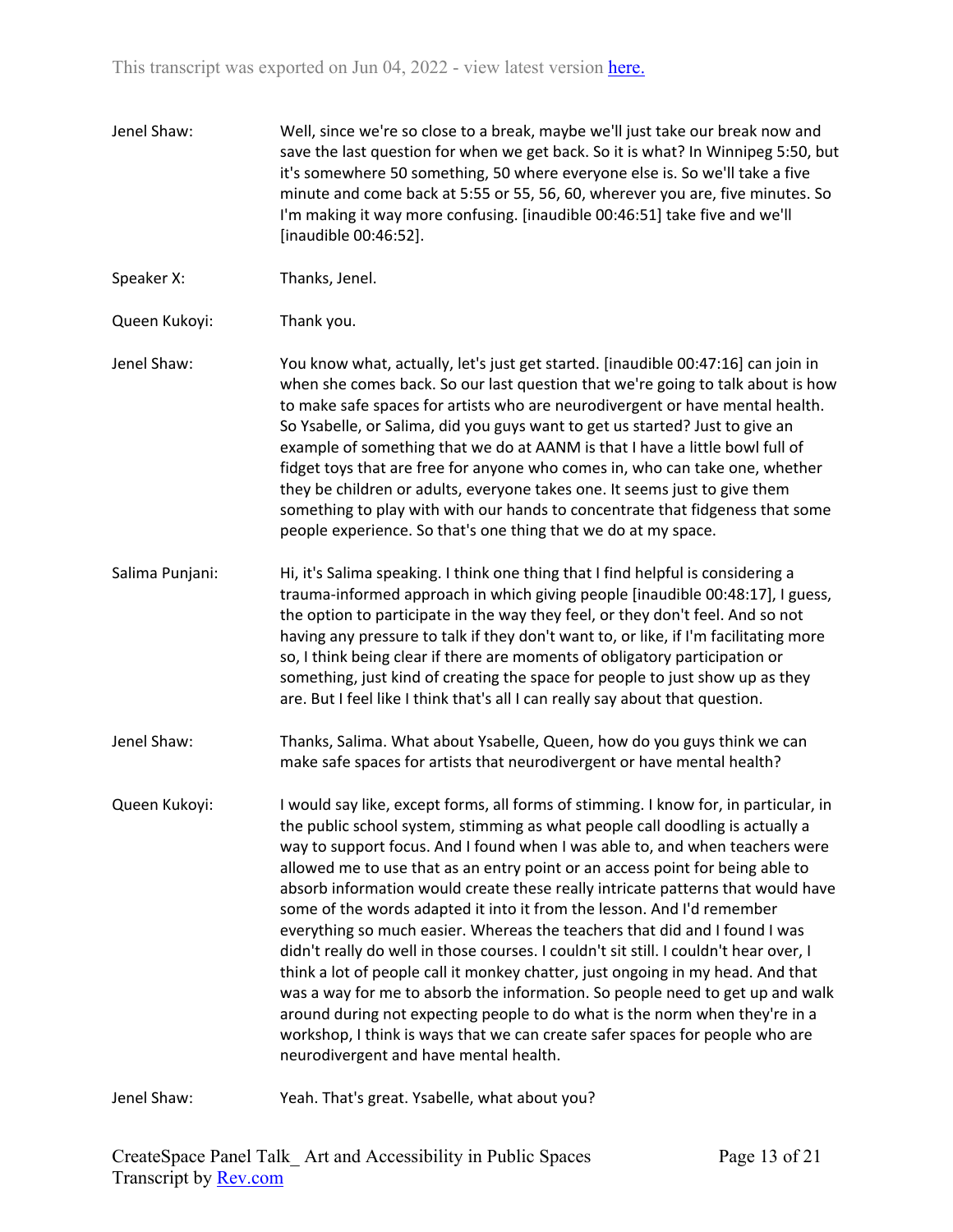**Jenel Shaw:** Well, since we're so close to a break, maybe we'll just take our break now and save the last question for when we get back. So it is what? In Winnipeg 5:50, but it's somewhere 50 something, 50 where everyone else is. So we'll take a five minute and come back at 5:55 or 55, 56, 60, wherever you are, five minutes. So I'm making it way more confusing. [inaudible 00:46:51] take five and we'll [inaudible 00:46:52].

**Speaker X:** Thanks, Jenel.

**Queen Kukoyi:** Thank you.

**Jenel Shaw:** You know what, actually, let's just get started. [inaudible 00:47:16] can join in when she comes back. So our last question that we're going to talk about is how to make safe spaces for artists who are neurodivergent or have mental health. So Ysabelle, or Salima, did you guys want to get us started? Just to give an example of something that we do at AANM is that I have a little bowl full of fidget toys that are free for anyone who comes in, who can take one, whether they be children or adults, everyone takes one. It seems just to give them something to play with with our hands to concentrate that fidgeness that some people experience. So that's one thing that we do at my space.

**Salima Punjani:** Hi, it's Salima speaking. I think one thing that I find helpful is considering a trauma-informed approach in which giving people [inaudible 00:48:17], I guess, the option to participate in the way they feel, or they don't feel. And so not having any pressure to talk if they don't want to, or like, if I'm facilitating more so, I think being clear if there are moments of obligatory participation or something, just kind of creating the space for people to just show up as they are. But I feel like I think that's all I can really say about that question.

**Jenel Shaw:** Thanks, Salima. What about Ysabelle, Queen, how do you guys think we can make safe spaces for artists that neurodivergent or have mental health?

**Queen Kukoyi:** I would say like, except forms, all forms of stimming. I know for, in particular, in the public school system, stimming as what people call doodling is actually a way to support focus. And I found when I was able to, and when teachers were allowed me to use that as an entry point or an access point for being able to absorb information would create these really intricate patterns that would have some of the words adapted it into it from the lesson. And I'd remember everything so much easier. Whereas the teachers that did and I found I was didn't really do well in those courses. I couldn't sit still. I couldn't hear over, I think a lot of people call it monkey chatter, just ongoing in my head. And that was a way for me to absorb the information. So people need to get up and walk around during not expecting people to do what is the norm when they're in a workshop, I think is ways that we can create safer spaces for people who are neurodivergent and have mental health.

**Jenel Shaw:** Yeah. That's great. Ysabelle, what about you?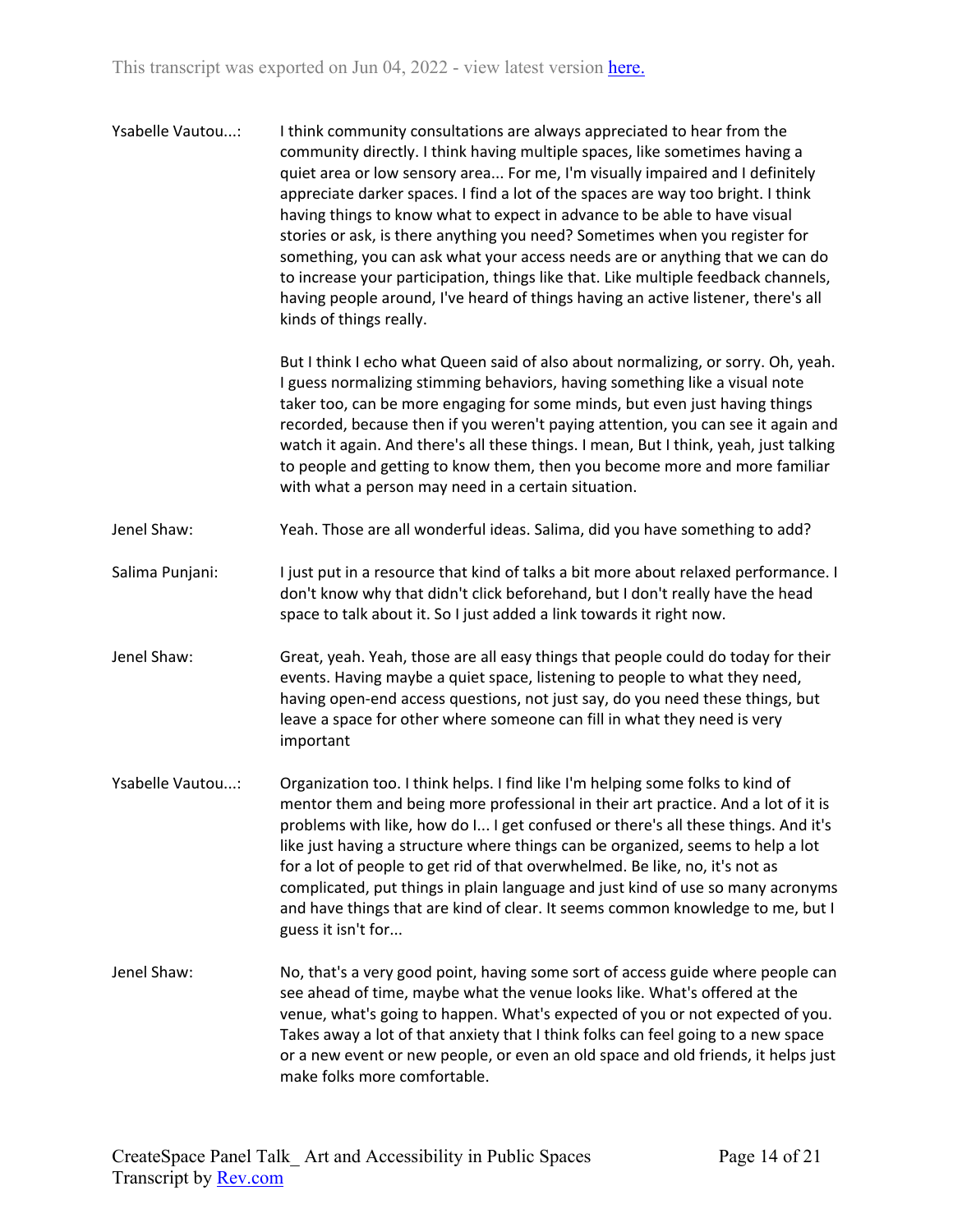**Ysabelle Vautou...:** I think community consultations are always appreciated to hear from the community directly. I think having multiple spaces, like sometimes having a quiet area or low sensory area... For me, I'm visually impaired and I definitely appreciate darker spaces. I find a lot of the spaces are way too bright. I think having things to know what to expect in advance to be able to have visual stories or ask, is there anything you need? Sometimes when you register for something, you can ask what your access needs are or anything that we can do to increase your participation, things like that. Like multiple feedback channels, having people around, I've heard of things having an active listener, there's all kinds of things really.

But I think I echo what Queen said of also about normalizing, or sorry. Oh, yeah. I guess normalizing stimming behaviors, having something like a visual note taker too, can be more engaging for some minds, but even just having things recorded, because then if you weren't paying attention, you can see it again and watch it again. And there's all these things. I mean, But I think, yeah, just talking to people and getting to know them, then you become more and more familiar with what a person may need in a certain situation.

**Jenel Shaw:** Yeah. Those are all wonderful ideas. Salima, did you have something to add?

**Salima Punjani:** I just put in a resource that kind of talks a bit more about relaxed performance. I don't know why that didn't click beforehand, but I don't really have the head space to talk about it. So I just added a link towards it right now.

**Jenel Shaw:** Great, yeah. Yeah, those are all easy things that people could do today for their events. Having maybe a quiet space, listening to people to what they need, having open-end access questions, not just say, do you need these things, but leave a space for other where someone can fill in what they need is very important

**Ysabelle Vautou...:** Organization too. I think helps. I find like I'm helping some folks to kind of mentor them and being more professional in their art practice. And a lot of it is problems with like, how do I... I get confused or there's all these things. And it's like just having a structure where things can be organized, seems to help a lot for a lot of people to get rid of that overwhelmed. Be like, no, it's not as complicated, put things in plain language and just kind of use so many acronyms and have things that are kind of clear. It seems common knowledge to me, but I guess it isn't for...

**Jenel Shaw:** No, that's a very good point, having some sort of access guide where people can see ahead of time, maybe what the venue looks like. What's offered at the venue, what's going to happen. What's expected of you or not expected of you. Takes away a lot of that anxiety that I think folks can feel going to a new space or a new event or new people, or even an old space and old friends, it helps just make folks more comfortable.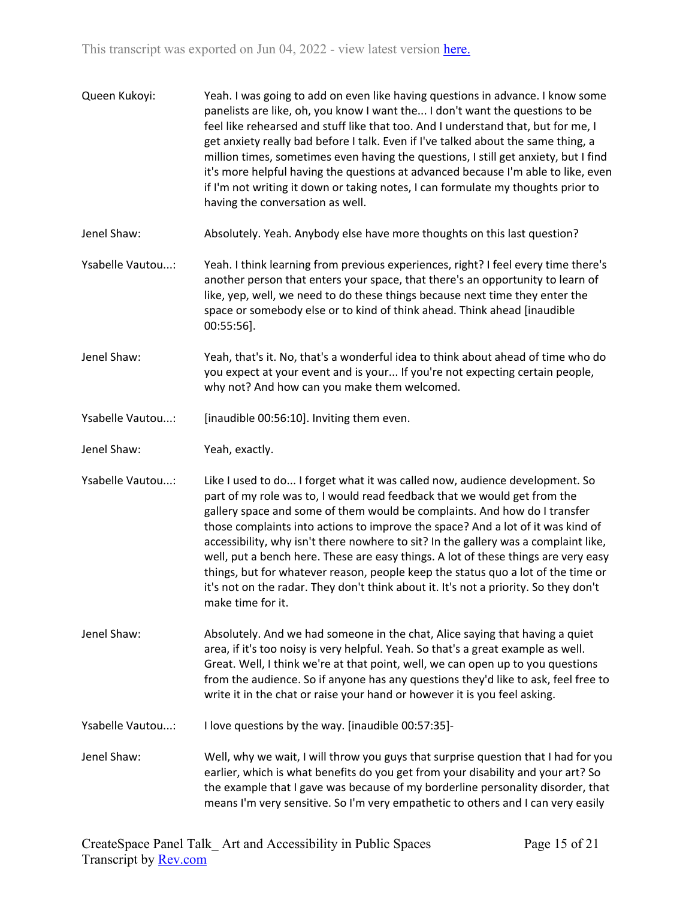Queen Kukoyi: Yeah. I was going to add on even like having questions in advance. I know some panelists are like, oh, you know I want the... I don't want the questions to be feel like rehearsed and stuff like that too. And I understand that, but for me, I get anxiety really bad before I talk. Even if I've talked about the same thing, a million times, sometimes even having the questions, I still get anxiety, but I find it's more helpful having the questions at advanced because I'm able to like, even if I'm not writing it down or taking notes, I can formulate my thoughts prior to having the conversation as well.

Jenel Shaw: Absolutely. Yeah. Anybody else have more thoughts on this last question?

Ysabelle Vautou...: Yeah. I think learning from previous experiences, right? I feel every time there's another person that enters your space, that there's an opportunity to learn of like, yep, well, we need to do these things because next time they enter the space or somebody else or to kind of think ahead. Think ahead [inaudible 00:55:56].

Jenel Shaw: Yeah, that's it. No, that's a wonderful idea to think about ahead of time who do you expect at your event and is your... If you're not expecting certain people, why not? And how can you make them welcomed.

Ysabelle Vautou...: [inaudible 00:56:10]. Inviting them even.

Jenel Shaw: Yeah, exactly.

Ysabelle Vautou...: Like I used to do... I forget what it was called now, audience development. So part of my role was to, I would read feedback that we would get from the gallery space and some of them would be complaints. And how do I transfer those complaints into actions to improve the space? And a lot of it was kind of accessibility, why isn't there nowhere to sit? In the gallery was a complaint like, well, put a bench here. These are easy things. A lot of these things are very easy things, but for whatever reason, people keep the status quo a lot of the time or it's not on the radar. They don't think about it. It's not a priority. So they don't make time for it.

Jenel Shaw: Absolutely. And we had someone in the chat, Alice saying that having a quiet area, if it's too noisy is very helpful. Yeah. So that's a great example as well. Great. Well, I think we're at that point, well, we can open up to you questions from the audience. So if anyone has any questions they'd like to ask, feel free to write it in the chat or raise your hand or however it is you feel asking.

Ysabelle Vautou...: I love questions by the way. [inaudible 00:57:35]-

Jenel Shaw: Well, why we wait, I will throw you guys that surprise question that I had for you earlier, which is what benefits do you get from your disability and your art? So the example that I gave was because of my borderline personality disorder, that means I'm very sensitive. So I'm very empathetic to others and I can very easily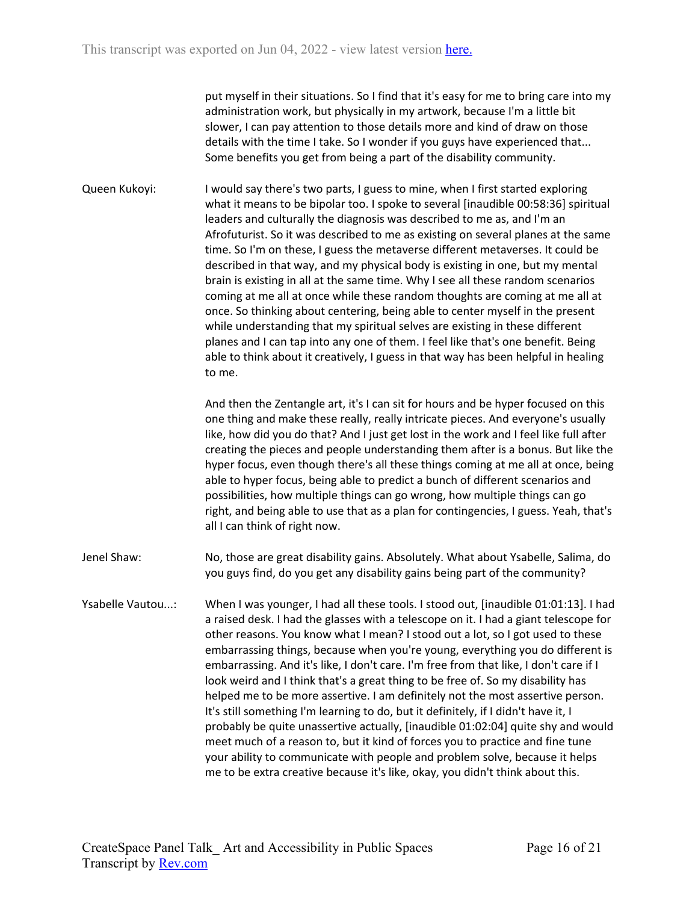put myself in their situations. So I find that it's easy for me to bring care into my administration work, but physically in my artwork, because I'm a little bit slower, I can pay attention to those details more and kind of draw on those details with the time I take. So I wonder if you guys have experienced that... Some benefits you get from being a part of the disability community.

Queen Kukoyi: I would say there's two parts, I guess to mine, when I first started exploring what it means to be bipolar too. I spoke to several [inaudible 00:58:36] spiritual leaders and culturally the diagnosis was described to me as, and I'm an Afrofuturist. So it was described to me as existing on several planes at the same time. So I'm on these, I guess the metaverse different metaverses. It could be described in that way, and my physical body is existing in one, but my mental brain is existing in all at the same time. Why I see all these random scenarios coming at me all at once while these random thoughts are coming at me all at once. So thinking about centering, being able to center myself in the present while understanding that my spiritual selves are existing in these different planes and I can tap into any one of them. I feel like that's one benefit. Being able to think about it creatively, I guess in that way has been helpful in healing to me.

And then the Zentangle art, it's I can sit for hours and be hyper focused on this one thing and make these really, really intricate pieces. And everyone's usually like, how did you do that? And I just get lost in the work and I feel like full after creating the pieces and people understanding them after is a bonus. But like the hyper focus, even though there's all these things coming at me all at once, being able to hyper focus, being able to predict a bunch of different scenarios and possibilities, how multiple things can go wrong, how multiple things can go right, and being able to use that as a plan for contingencies, I guess. Yeah, that's all I can think of right now.

Jenel Shaw: No, those are great disability gains. Absolutely. What about Ysabelle, Salima, do you guys find, do you get any disability gains being part of the community?

Ysabelle Vautou...: When I was younger, I had all these tools. I stood out, [inaudible 01:01:13]. I had a raised desk. I had the glasses with a telescope on it. I had a giant telescope for other reasons. You know what I mean? I stood out a lot, so I got used to these embarrassing things, because when you're young, everything you do different is embarrassing. And it's like, I don't care. I'm free from that like, I don't care if I look weird and I think that's a great thing to be free of. So my disability has helped me to be more assertive. I am definitely not the most assertive person. It's still something I'm learning to do, but it definitely, if I didn't have it, I probably be quite unassertive actually, [inaudible 01:02:04] quite shy and would meet much of a reason to, but it kind of forces you to practice and fine tune your ability to communicate with people and problem solve, because it helps me to be extra creative because it's like, okay, you didn't think about this.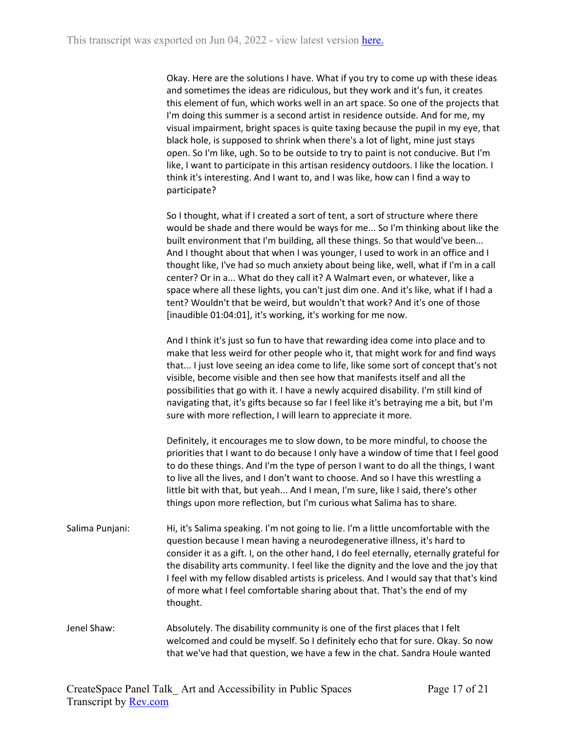Okay. Here are the solutions I have. What if you try to come up with these ideas and sometimes the ideas are ridiculous, but they work and it's fun, it creates this element of fun, which works well in an art space. So one of the projects that I'm doing this summer is a second artist in residence outside. And for me, my visual impairment, bright spaces is quite taxing because the pupil in my eye, that black hole, is supposed to shrink when there's a lot of light, mine just stays open. So I'm like, ugh. So to be outside to try to paint is not conducive. But I'm like, I want to participate in this artisan residency outdoors. I like the location. I think it's interesting. And I want to, and I was like, how can I find a way to participate?

So I thought, what if I created a sort of tent, a sort of structure where there would be shade and there would be ways for me... So I'm thinking about like the built environment that I'm building, all these things. So that would've been... And I thought about that when I was younger, I used to work in an office and I thought like, I've had so much anxiety about being like, well, what if I'm in a call center? Or in a... What do they call it? A Walmart even, or whatever, like a space where all these lights, you can't just dim one. And it's like, what if I had a tent? Wouldn't that be weird, but wouldn't that work? And it's one of those [inaudible 01:04:01], it's working, it's working for me now.

And I think it's just so fun to have that rewarding idea come into place and to make that less weird for other people who it, that might work for and find ways that... I just love seeing an idea come to life, like some sort of concept that's not visible, become visible and then see how that manifests itself and all the possibilities that go with it. I have a newly acquired disability. I'm still kind of navigating that, it's gifts because so far I feel like it's betraying me a bit, but I'm sure with more reflection, I will learn to appreciate it more.

Definitely, it encourages me to slow down, to be more mindful, to choose the priorities that I want to do because I only have a window of time that I feel good to do these things. And I'm the type of person I want to do all the things, I want to live all the lives, and I don't want to choose. And so I have this wrestling a little bit with that, but yeah... And I mean, I'm sure, like I said, there's other things upon more reflection, but I'm curious what Salima has to share.

Salima Punjani: Hi, it's Salima speaking. I'm not going to lie. I'm a little uncomfortable with the question because I mean having a neurodegenerative illness, it's hard to consider it as a gift. I, on the other hand, I do feel eternally, eternally grateful for the disability arts community. I feel like the dignity and the love and the joy that I feel with my fellow disabled artists is priceless. And I would say that that's kind of more what I feel comfortable sharing about that. That's the end of my thought.

Jenel Shaw: Absolutely. The disability community is one of the first places that I felt welcomed and could be myself. So I definitely echo that for sure. Okay. So now that we've had that question, we have a few in the chat. Sandra Houle wanted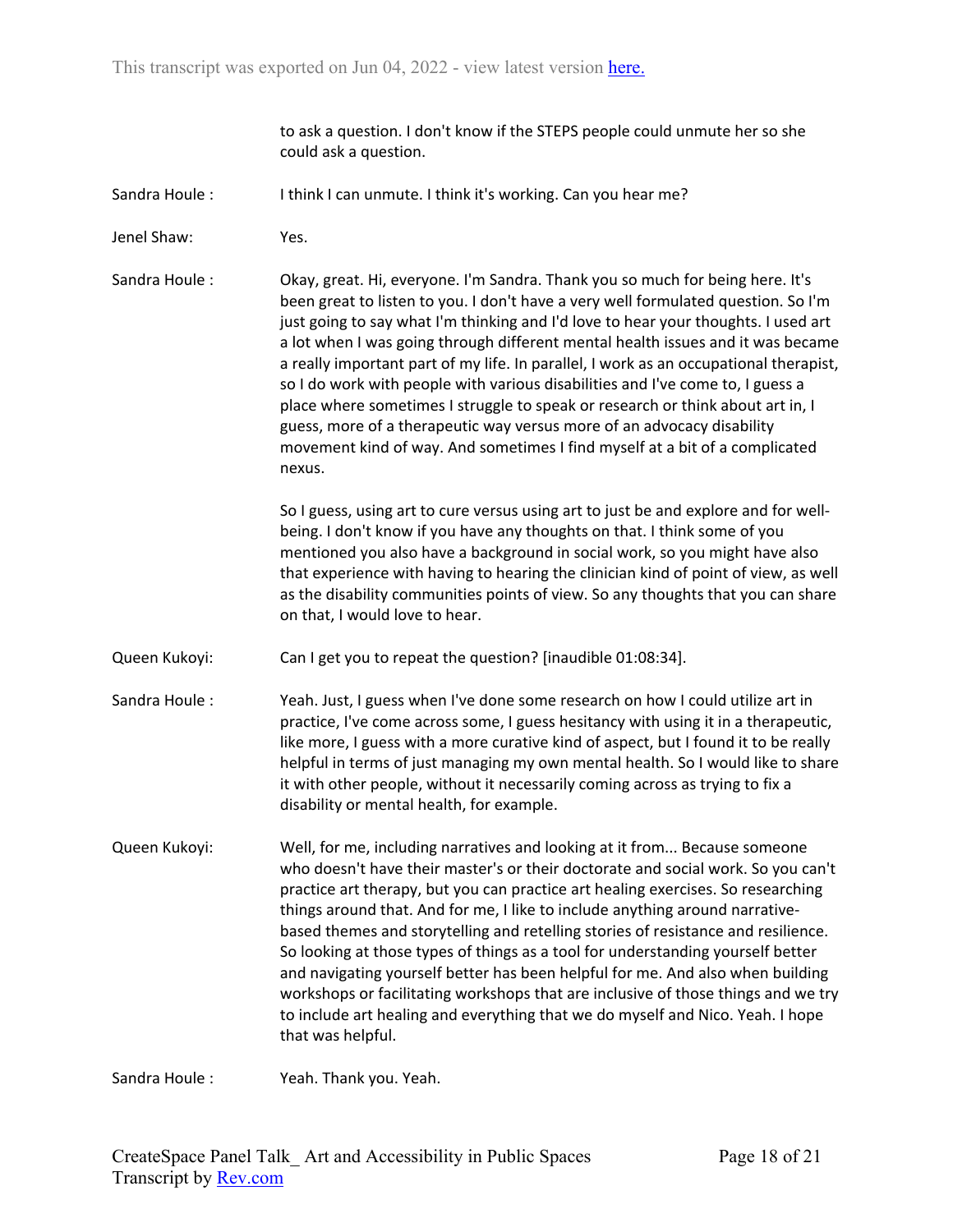to ask a question. I don't know if the STEPS people could unmute her so she could ask a question.

Sandra Houle : I think I can unmute. I think it's working. Can you hear me?

Jenel Shaw: Yes.

Sandra Houle : Okay, great. Hi, everyone. I'm Sandra. Thank you so much for being here. It's been great to listen to you. I don't have a very well formulated question. So I'm just going to say what I'm thinking and I'd love to hear your thoughts. I used art a lot when I was going through different mental health issues and it was became a really important part of my life. In parallel, I work as an occupational therapist, so I do work with people with various disabilities and I've come to, I guess a place where sometimes I struggle to speak or research or think about art in, I guess, more of a therapeutic way versus more of an advocacy disability movement kind of way. And sometimes I find myself at a bit of a complicated nexus.

So I guess, using art to cure versus using art to just be and explore and for well-being. I don't know if you have any thoughts on that. I think some of you mentioned you also have a background in social work, so you might have also that experience with having to hearing the clinician kind of point of view, as well as the disability communities points of view. So any thoughts that you can share on that, I would love to hear.

Queen Kukoyi: Can I get you to repeat the question? [inaudible 01:08:34].

Sandra Houle : Yeah. Just, I guess when I've done some research on how I could utilize art in practice, I've come across some, I guess hesitancy with using it in a therapeutic, like more, I guess with a more curative kind of aspect, but I found it to be really helpful in terms of just managing my own mental health. So I would like to share it with other people, without it necessarily coming across as trying to fix a disability or mental health, for example.

Queen Kukoyi: Well, for me, including narratives and looking at it from... Because someone who doesn't have their master's or their doctorate and social work. So you can't practice art therapy, but you can practice art healing exercises. So researching things around that. And for me, I like to include anything around narrative-based themes and storytelling and retelling stories of resistance and resilience. So looking at those types of things as a tool for understanding yourself better and navigating yourself better has been helpful for me. And also when building workshops or facilitating workshops that are inclusive of those things and we try to include art healing and everything that we do myself and Nico. Yeah. I hope that was helpful.

Sandra Houle : Yeah. Thank you. Yeah.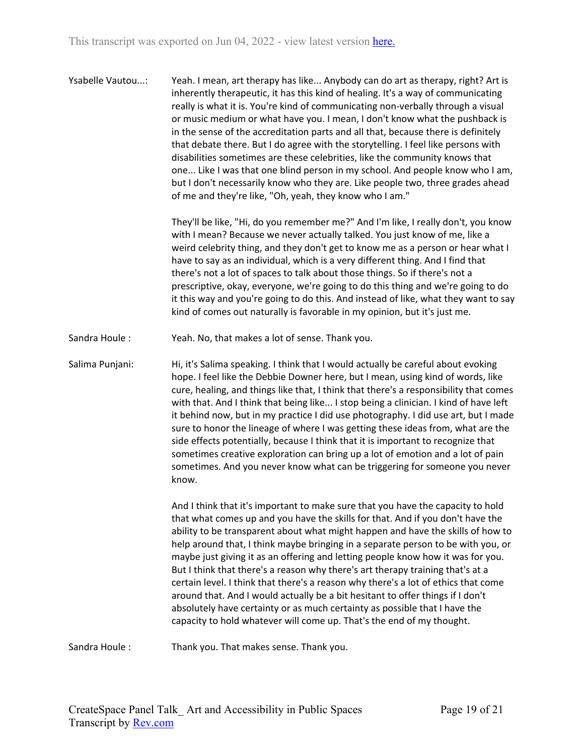Ysabelle Vautou...: Yeah. I mean, art therapy has like... Anybody can do art as therapy, right? Art is inherently therapeutic, it has this kind of healing. It's a way of communicating really is what it is. You're kind of communicating non-verbally through a visual or music medium or what have you. I mean, I don't know what the pushback is in the sense of the accreditation parts and all that, because there is definitely that debate there. But I do agree with the storytelling. I feel like persons with disabilities sometimes are these celebrities, like the community knows that one... Like I was that one blind person in my school. And people know who I am, but I don't necessarily know who they are. Like people two, three grades ahead of me and they're like, "Oh, yeah, they know who I am."

They'll be like, "Hi, do you remember me?" And I'm like, I really don't, you know with I mean? Because we never actually talked. You just know of me, like a weird celebrity thing, and they don't get to know me as a person or hear what I have to say as an individual, which is a very different thing. And I find that there's not a lot of spaces to talk about those things. So if there's not a prescriptive, okay, everyone, we're going to do this thing and we're going to do it this way and you're going to do this. And instead of like, what they want to say kind of comes out naturally is favorable in my opinion, but it's just me.

Sandra Houle : Yeah. No, that makes a lot of sense. Thank you.

Salima Punjani: Hi, it's Salima speaking. I think that I would actually be careful about evoking hope. I feel like the Debbie Downer here, but I mean, using kind of words, like cure, healing, and things like that, I think that there's a responsibility that comes with that. And I think that being like... I stop being a clinician. I kind of have left it behind now, but in my practice I did use photography. I did use art, but I made sure to honor the lineage of where I was getting these ideas from, what are the side effects potentially, because I think that it is important to recognize that sometimes creative exploration can bring up a lot of emotion and a lot of pain sometimes. And you never know what can be triggering for someone you never know.

And I think that it's important to make sure that you have the capacity to hold that what comes up and you have the skills for that. And if you don't have the ability to be transparent about what might happen and have the skills of how to help around that, I think maybe bringing in a separate person to be with you, or maybe just giving it as an offering and letting people know how it was for you. But I think that there's a reason why there's art therapy training that's at a certain level. I think that there's a reason why there's a lot of ethics that come around that. And I would actually be a bit hesitant to offer things if I don't absolutely have certainty or as much certainty as possible that I have the capacity to hold whatever will come up. That's the end of my thought.

Sandra Houle : Thank you. That makes sense. Thank you.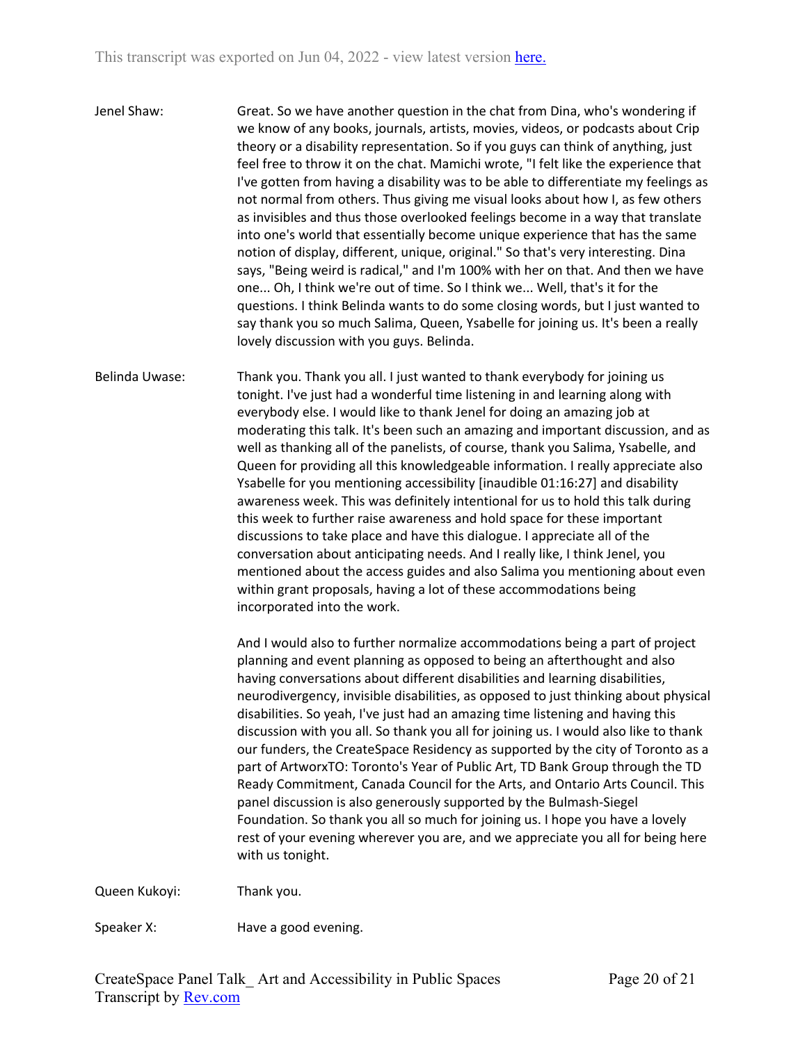Jenel Shaw: Great. So we have another question in the chat from Dina, who's wondering if we know of any books, journals, artists, movies, videos, or podcasts about Crip theory or a disability representation. So if you guys can think of anything, just feel free to throw it on the chat. Mamichi wrote, "I felt like the experience that I've gotten from having a disability was to be able to differentiate my feelings as not normal from others. Thus giving me visual looks about how I, as few others as invisibles and thus those overlooked feelings become in a way that translate into one's world that essentially become unique experience that has the same notion of display, different, unique, original." So that's very interesting. Dina says, "Being weird is radical," and I'm 100% with her on that. And then we have one... Oh, I think we're out of time. So I think we... Well, that's it for the questions. I think Belinda wants to do some closing words, but I just wanted to say thank you so much Salima, Queen, Ysabelle for joining us. It's been a really lovely discussion with you guys. Belinda.

Belinda Uwase: Thank you. Thank you all. I just wanted to thank everybody for joining us tonight. I've just had a wonderful time listening in and learning along with everybody else. I would like to thank Jenel for doing an amazing job at moderating this talk. It's been such an amazing and important discussion, and as well as thanking all of the panelists, of course, thank you Salima, Ysabelle, and Queen for providing all this knowledgeable information. I really appreciate also Ysabelle for you mentioning accessibility [inaudible 01:16:27] and disability awareness week. This was definitely intentional for us to hold this talk during this week to further raise awareness and hold space for these important discussions to take place and have this dialogue. I appreciate all of the conversation about anticipating needs. And I really like, I think Jenel, you mentioned about the access guides and also Salima you mentioning about even within grant proposals, having a lot of these accommodations being incorporated into the work.

And I would also to further normalize accommodations being a part of project planning and event planning as opposed to being an afterthought and also having conversations about different disabilities and learning disabilities, neurodivergency, invisible disabilities, as opposed to just thinking about physical disabilities. So yeah, I've just had an amazing time listening and having this discussion with you all. So thank you all for joining us. I would also like to thank our funders, the CreateSpace Residency as supported by the city of Toronto as a part of ArtworxTO: Toronto's Year of Public Art, TD Bank Group through the TD Ready Commitment, Canada Council for the Arts, and Ontario Arts Council. This panel discussion is also generously supported by the Bulmash-Siegel Foundation. So thank you all so much for joining us. I hope you have a lovely rest of your evening wherever you are, and we appreciate you all for being here with us tonight.

Queen Kukoyi: Thank you.

Speaker X: Have a good evening.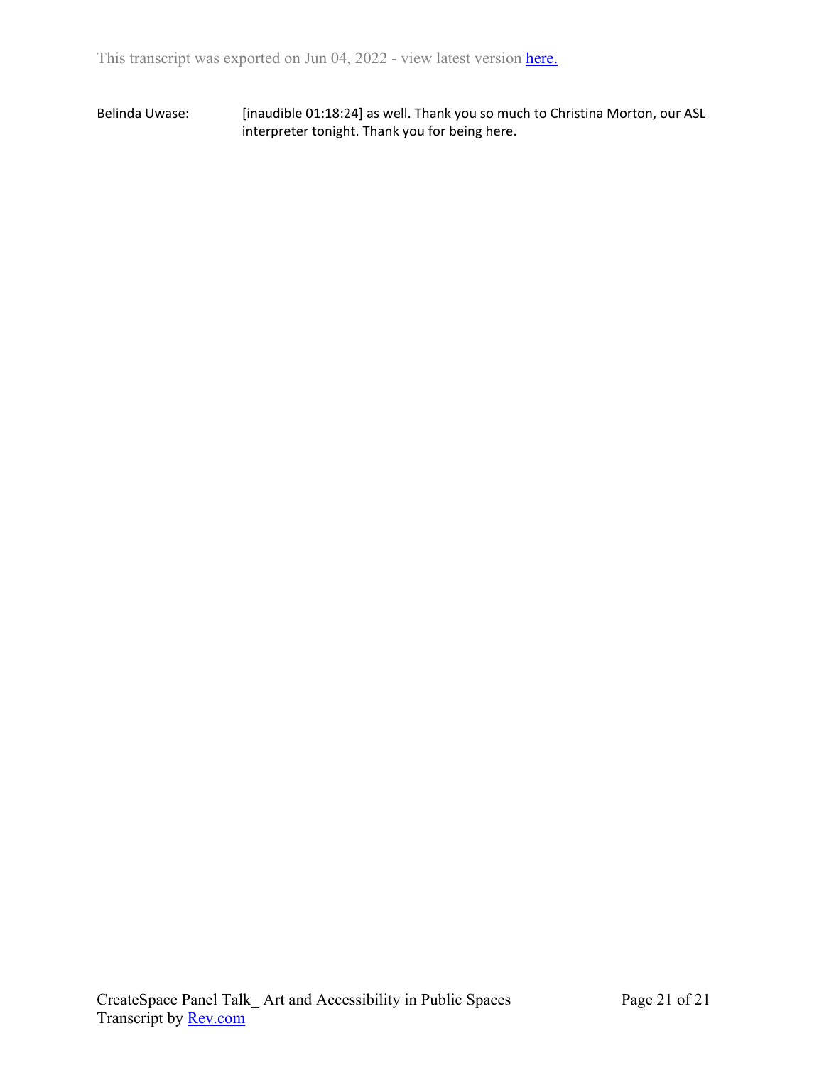Belinda Uwase: [inaudible 01:18:24] as well. Thank you so much to Christina Morton, our ASL interpreter tonight. Thank you for being here.